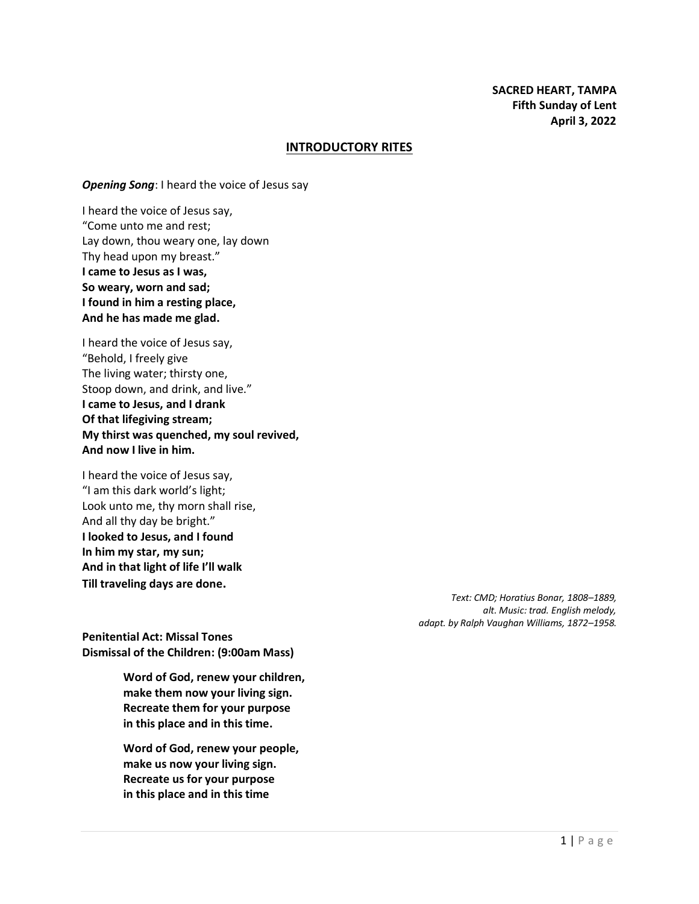**SACRED HEART, TAMPA**
**Fifth Sunday of Lent**
**April 3, 2022**

## INTRODUCTORY RITES

***Opening Song***: I heard the voice of Jesus say

I heard the voice of Jesus say,
"Come unto me and rest;
Lay down, thou weary one, lay down
Thy head upon my breast."
**I came to Jesus as I was,**
**So weary, worn and sad;**
**I found in him a resting place,**
**And he has made me glad.**

I heard the voice of Jesus say,
"Behold, I freely give
The living water; thirsty one,
Stoop down, and drink, and live."
**I came to Jesus, and I drank**
**Of that lifegiving stream;**
**My thirst was quenched, my soul revived,**
**And now I live in him.**

I heard the voice of Jesus say,
"I am this dark world's light;
Look unto me, thy morn shall rise,
And all thy day be bright."
**I looked to Jesus, and I found**
**In him my star, my sun;**
**And in that light of life I'll walk**
**Till traveling days are done.**

*Text: CMD; Horatius Bonar, 1808–1889, alt. Music: trad. English melody, adapt. by Ralph Vaughan Williams, 1872–1958.*

**Penitential Act: Missal Tones**
**Dismissal of the Children: (9:00am Mass)**

**Word of God, renew your children,**
**make them now your living sign.**
**Recreate them for your purpose**
**in this place and in this time.**

**Word of God, renew your people,**
**make us now your living sign.**
**Recreate us for your purpose**
**in this place and in this time**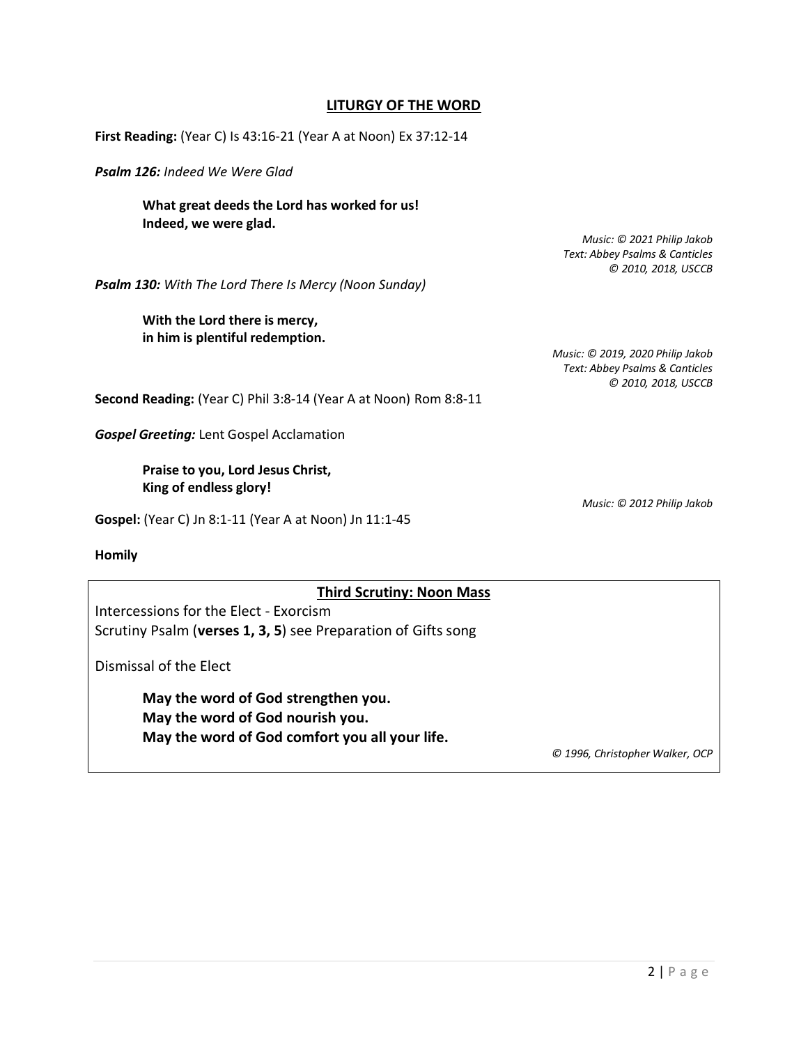## LITURGY OF THE WORD

**First Reading:** (Year C) Is 43:16-21 (Year A at Noon) Ex 37:12-14

***Psalm 126:*** *Indeed We Were Glad*

> **What great deeds the Lord has worked for us!**
> **Indeed, we were glad.**

*Music: © 2021 Philip Jakob*
*Text: Abbey Psalms & Canticles*
*© 2010, 2018, USCCB*

***Psalm 130:*** *With The Lord There Is Mercy (Noon Sunday)*

> **With the Lord there is mercy,**
> **in him is plentiful redemption.**

*Music: © 2019, 2020 Philip Jakob*
*Text: Abbey Psalms & Canticles*
*© 2010, 2018, USCCB*

**Second Reading:** (Year C) Phil 3:8-14 (Year A at Noon) Rom 8:8-11

***Gospel Greeting:*** Lent Gospel Acclamation

> **Praise to you, Lord Jesus Christ,**
> **King of endless glory!**

*Music: © 2012 Philip Jakob*

**Gospel:** (Year C) Jn 8:1-11 (Year A at Noon) Jn 11:1-45

**Homily**

### Third Scrutiny: Noon Mass

Intercessions for the Elect - Exorcism
Scrutiny Psalm (**verses 1, 3, 5**) see Preparation of Gifts song

Dismissal of the Elect

> **May the word of God strengthen you.**
> **May the word of God nourish you.**
> **May the word of God comfort you all your life.**

*© 1996, Christopher Walker, OCP*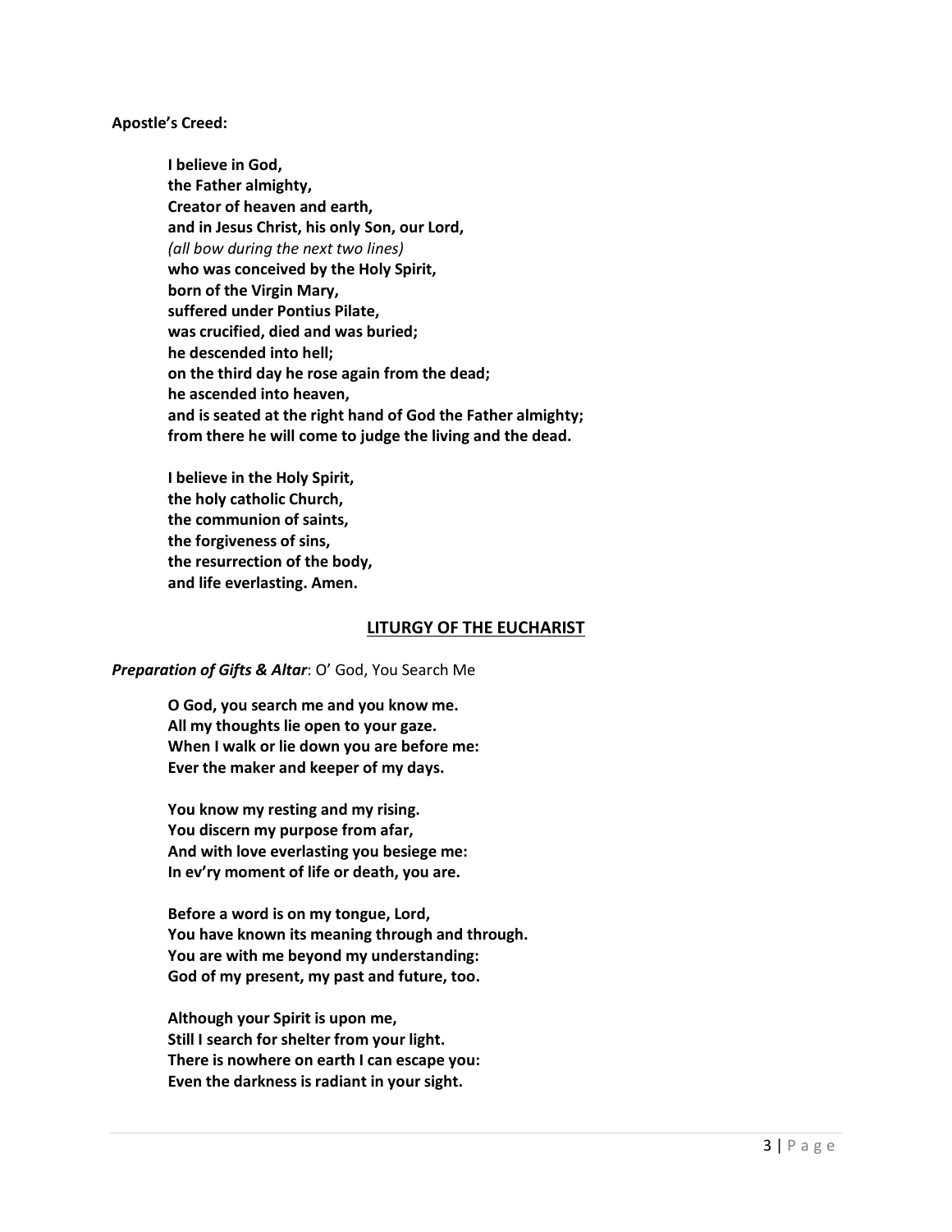**Apostle's Creed:**

**I believe in God,**
**the Father almighty,**
**Creator of heaven and earth,**
**and in Jesus Christ, his only Son, our Lord,**
*(all bow during the next two lines)*
**who was conceived by the Holy Spirit,**
**born of the Virgin Mary,**
**suffered under Pontius Pilate,**
**was crucified, died and was buried;**
**he descended into hell;**
**on the third day he rose again from the dead;**
**he ascended into heaven,**
**and is seated at the right hand of God the Father almighty;**
**from there he will come to judge the living and the dead.**

**I believe in the Holy Spirit,**
**the holy catholic Church,**
**the communion of saints,**
**the forgiveness of sins,**
**the resurrection of the body,**
**and life everlasting. Amen.**

## LITURGY OF THE EUCHARIST

***Preparation of Gifts & Altar***: O' God, You Search Me

**O God, you search me and you know me.**
**All my thoughts lie open to your gaze.**
**When I walk or lie down you are before me:**
**Ever the maker and keeper of my days.**

**You know my resting and my rising.**
**You discern my purpose from afar,**
**And with love everlasting you besiege me:**
**In ev'ry moment of life or death, you are.**

**Before a word is on my tongue, Lord,**
**You have known its meaning through and through.**
**You are with me beyond my understanding:**
**God of my present, my past and future, too.**

**Although your Spirit is upon me,**
**Still I search for shelter from your light.**
**There is nowhere on earth I can escape you:**
**Even the darkness is radiant in your sight.**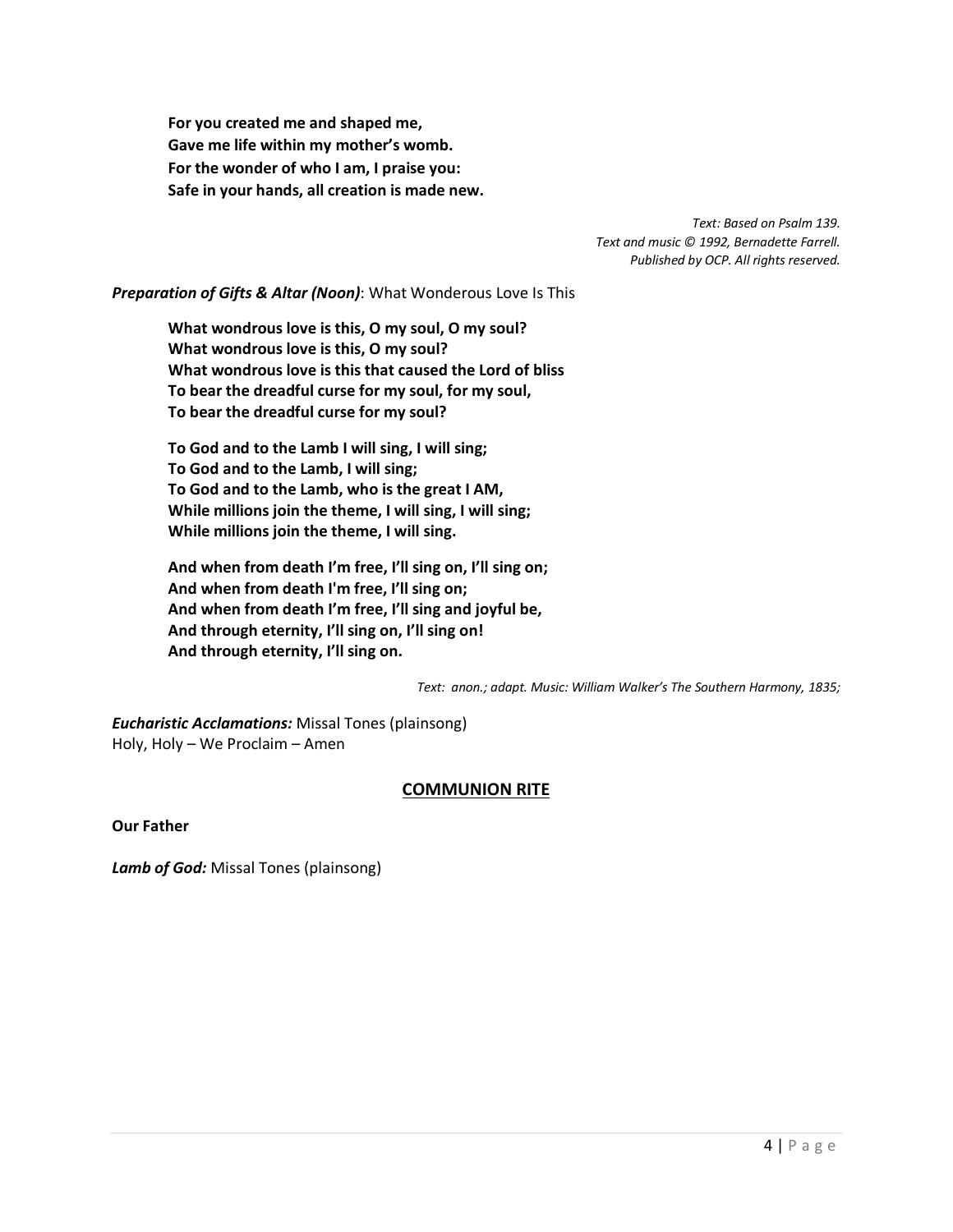**For you created me and shaped me,**
**Gave me life within my mother's womb.**
**For the wonder of who I am, I praise you:**
**Safe in your hands, all creation is made new.**

*Text: Based on Psalm 139.*
*Text and music © 1992, Bernadette Farrell.*
*Published by OCP. All rights reserved.*

***Preparation of Gifts & Altar (Noon)***: What Wonderous Love Is This

**What wondrous love is this, O my soul, O my soul?**
**What wondrous love is this, O my soul?**
**What wondrous love is this that caused the Lord of bliss**
**To bear the dreadful curse for my soul, for my soul,**
**To bear the dreadful curse for my soul?**

**To God and to the Lamb I will sing, I will sing;**
**To God and to the Lamb, I will sing;**
**To God and to the Lamb, who is the great I AM,**
**While millions join the theme, I will sing, I will sing;**
**While millions join the theme, I will sing.**

**And when from death I'm free, I'll sing on, I'll sing on;**
**And when from death I'm free, I'll sing on;**
**And when from death I'm free, I'll sing and joyful be,**
**And through eternity, I'll sing on, I'll sing on!**
**And through eternity, I'll sing on.**

*Text: anon.; adapt. Music: William Walker's The Southern Harmony, 1835;*

***Eucharistic Acclamations:*** Missal Tones (plainsong)
Holy, Holy – We Proclaim – Amen

## COMMUNION RITE

**Our Father**

***Lamb of God:*** Missal Tones (plainsong)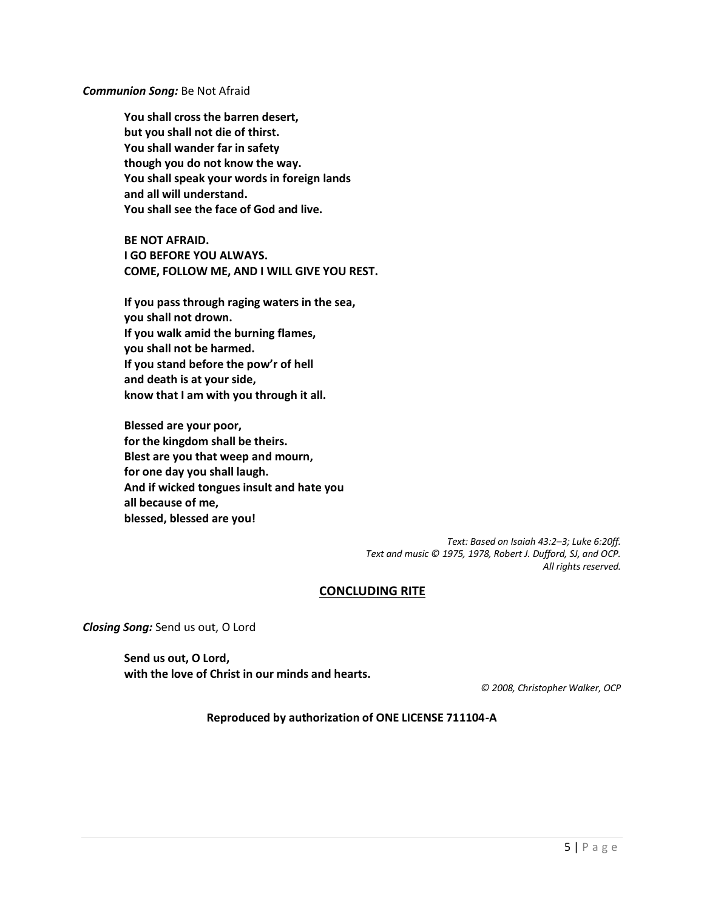***Communion Song:*** Be Not Afraid

**You shall cross the barren desert,**
**but you shall not die of thirst.**
**You shall wander far in safety**
**though you do not know the way.**
**You shall speak your words in foreign lands**
**and all will understand.**
**You shall see the face of God and live.**

**BE NOT AFRAID.**
**I GO BEFORE YOU ALWAYS.**
**COME, FOLLOW ME, AND I WILL GIVE YOU REST.**

**If you pass through raging waters in the sea,**
**you shall not drown.**
**If you walk amid the burning flames,**
**you shall not be harmed.**
**If you stand before the pow'r of hell**
**and death is at your side,**
**know that I am with you through it all.**

**Blessed are your poor,**
**for the kingdom shall be theirs.**
**Blest are you that weep and mourn,**
**for one day you shall laugh.**
**And if wicked tongues insult and hate you**
**all because of me,**
**blessed, blessed are you!**

*Text: Based on Isaiah 43:2–3; Luke 6:20ff.*
*Text and music © 1975, 1978, Robert J. Dufford, SJ, and OCP.*
*All rights reserved.*

## CONCLUDING RITE

***Closing Song:*** Send us out, O Lord

**Send us out, O Lord,**
**with the love of Christ in our minds and hearts.**

*© 2008, Christopher Walker, OCP*

**Reproduced by authorization of ONE LICENSE 711104-A**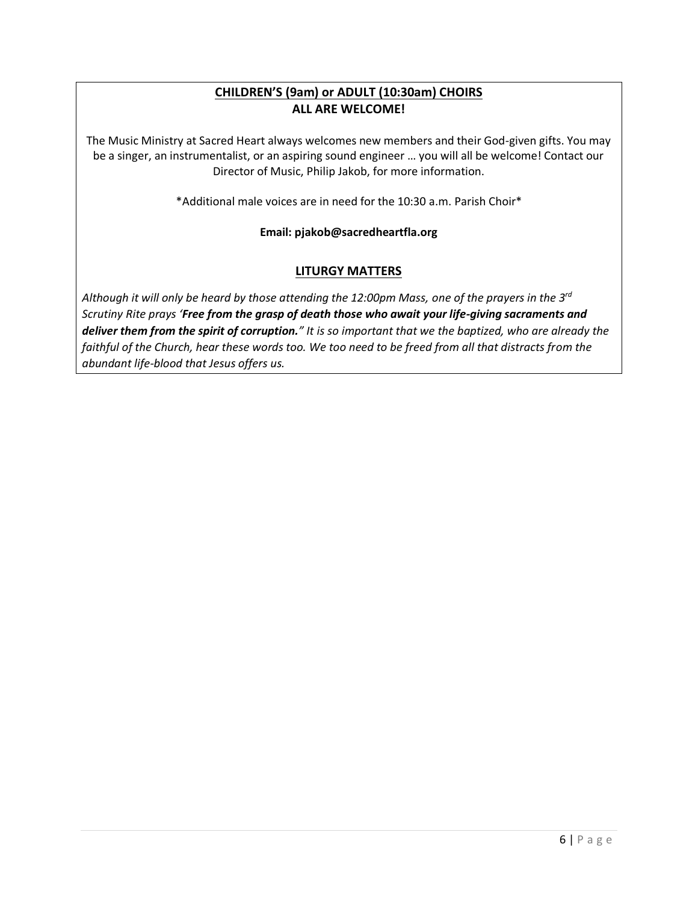## CHILDREN'S (9am) or ADULT (10:30am) CHOIRS
**ALL ARE WELCOME!**

The Music Ministry at Sacred Heart always welcomes new members and their God-given gifts. You may be a singer, an instrumentalist, or an aspiring sound engineer … you will all be welcome! Contact our Director of Music, Philip Jakob, for more information.

*Additional male voices are in need for the 10:30 a.m. Parish Choir*

**Email: pjakob@sacredheartfla.org**

## LITURGY MATTERS

*Although it will only be heard by those attending the 12:00pm Mass, one of the prayers in the 3rd Scrutiny Rite prays '**Free from the grasp of death those who await your life-giving sacraments and deliver them from the spirit of corruption.**" It is so important that we the baptized, who are already the faithful of the Church, hear these words too. We too need to be freed from all that distracts from the abundant life-blood that Jesus offers us.*